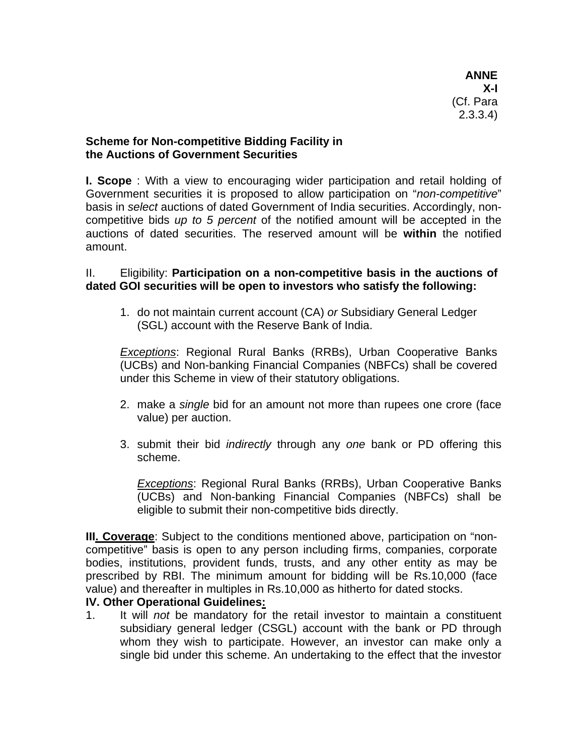**ANNEX-I**
(Cf. Para 2.3.3.4)

## Scheme for Non-competitive Bidding Facility in the Auctions of Government Securities

**I. Scope** : With a view to encouraging wider participation and retail holding of Government securities it is proposed to allow participation on "*non-competitive*" basis in *select* auctions of dated Government of India securities. Accordingly, non-competitive bids *up to 5 percent* of the notified amount will be accepted in the auctions of dated securities. The reserved amount will be **within** the notified amount.

II. Eligibility: **Participation on a non-competitive basis in the auctions of dated GOI securities will be open to investors who satisfy the following:**

1. do not maintain current account (CA) *or* Subsidiary General Ledger (SGL) account with the Reserve Bank of India.

   *Exceptions*: Regional Rural Banks (RRBs), Urban Cooperative Banks (UCBs) and Non-banking Financial Companies (NBFCs) shall be covered under this Scheme in view of their statutory obligations.

2. make a *single* bid for an amount not more than rupees one crore (face value) per auction.

3. submit their bid *indirectly* through any *one* bank or PD offering this scheme.

   *Exceptions*: Regional Rural Banks (RRBs), Urban Cooperative Banks (UCBs) and Non-banking Financial Companies (NBFCs) shall be eligible to submit their non-competitive bids directly.

**III. Coverage**: Subject to the conditions mentioned above, participation on "non-competitive" basis is open to any person including firms, companies, corporate bodies, institutions, provident funds, trusts, and any other entity as may be prescribed by RBI. The minimum amount for bidding will be Rs.10,000 (face value) and thereafter in multiples in Rs.10,000 as hitherto for dated stocks.

**IV. Other Operational Guidelines:**

1. It will *not* be mandatory for the retail investor to maintain a constituent subsidiary general ledger (CSGL) account with the bank or PD through whom they wish to participate. However, an investor can make only a single bid under this scheme. An undertaking to the effect that the investor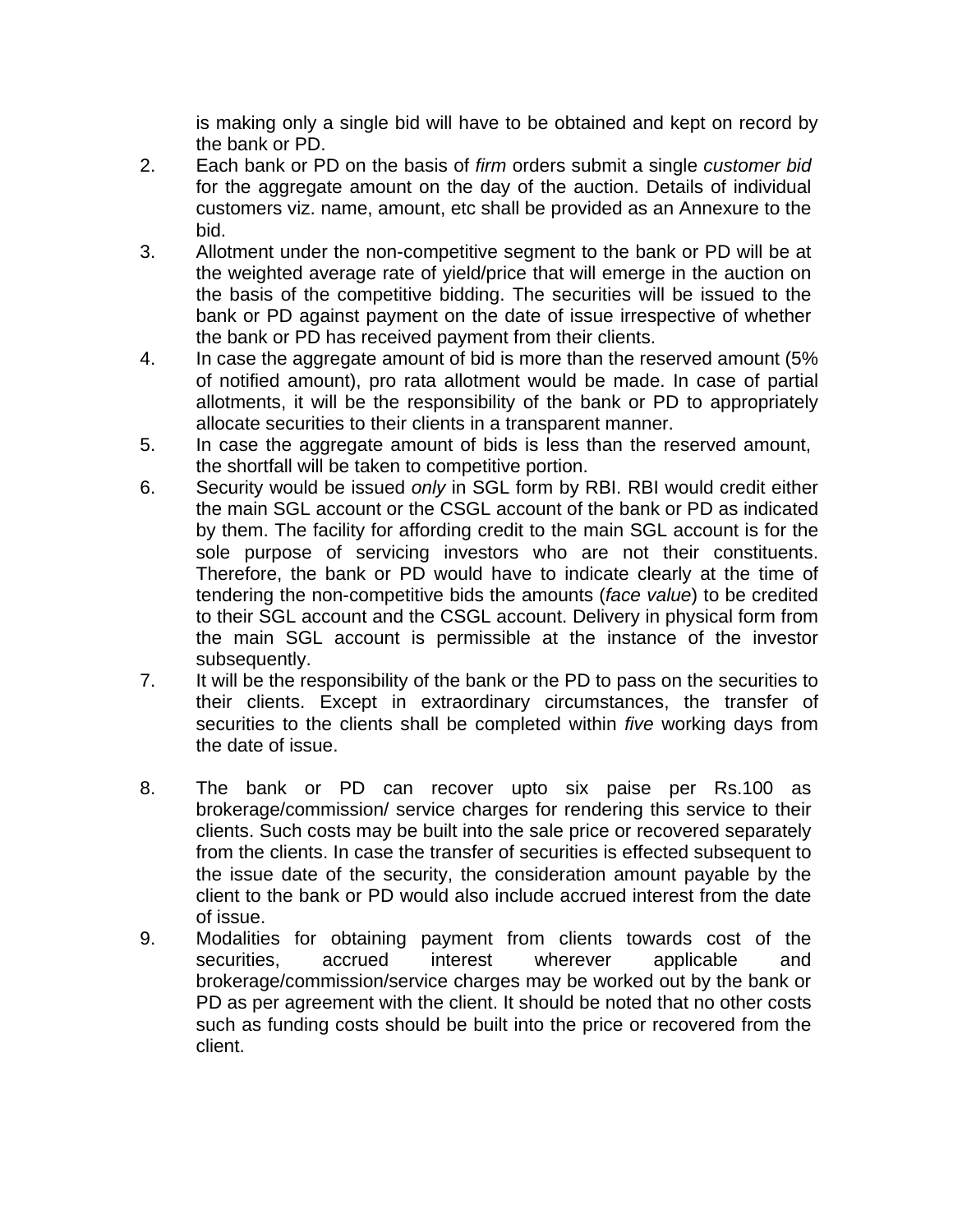is making only a single bid will have to be obtained and kept on record by the bank or PD.

2. Each bank or PD on the basis of *firm* orders submit a single *customer bid* for the aggregate amount on the day of the auction. Details of individual customers viz. name, amount, etc shall be provided as an Annexure to the bid.
3. Allotment under the non-competitive segment to the bank or PD will be at the weighted average rate of yield/price that will emerge in the auction on the basis of the competitive bidding. The securities will be issued to the bank or PD against payment on the date of issue irrespective of whether the bank or PD has received payment from their clients.
4. In case the aggregate amount of bid is more than the reserved amount (5% of notified amount), pro rata allotment would be made. In case of partial allotments, it will be the responsibility of the bank or PD to appropriately allocate securities to their clients in a transparent manner.
5. In case the aggregate amount of bids is less than the reserved amount, the shortfall will be taken to competitive portion.
6. Security would be issued *only* in SGL form by RBI. RBI would credit either the main SGL account or the CSGL account of the bank or PD as indicated by them. The facility for affording credit to the main SGL account is for the sole purpose of servicing investors who are not their constituents. Therefore, the bank or PD would have to indicate clearly at the time of tendering the non-competitive bids the amounts (*face value*) to be credited to their SGL account and the CSGL account. Delivery in physical form from the main SGL account is permissible at the instance of the investor subsequently.
7. It will be the responsibility of the bank or the PD to pass on the securities to their clients. Except in extraordinary circumstances, the transfer of securities to the clients shall be completed within *five* working days from the date of issue.
8. The bank or PD can recover upto six paise per Rs.100 as brokerage/commission/ service charges for rendering this service to their clients. Such costs may be built into the sale price or recovered separately from the clients. In case the transfer of securities is effected subsequent to the issue date of the security, the consideration amount payable by the client to the bank or PD would also include accrued interest from the date of issue.
9. Modalities for obtaining payment from clients towards cost of the securities, accrued interest wherever applicable and brokerage/commission/service charges may be worked out by the bank or PD as per agreement with the client. It should be noted that no other costs such as funding costs should be built into the price or recovered from the client.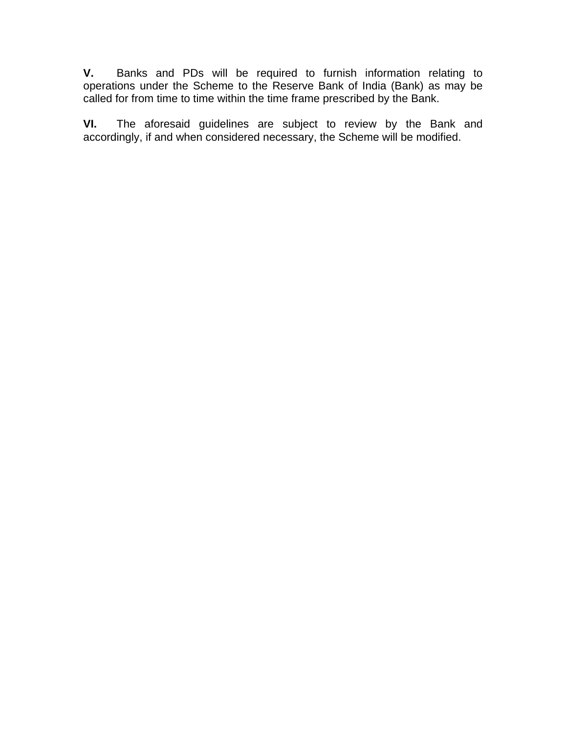**V.** Banks and PDs will be required to furnish information relating to operations under the Scheme to the Reserve Bank of India (Bank) as may be called for from time to time within the time frame prescribed by the Bank.

**VI.** The aforesaid guidelines are subject to review by the Bank and accordingly, if and when considered necessary, the Scheme will be modified.